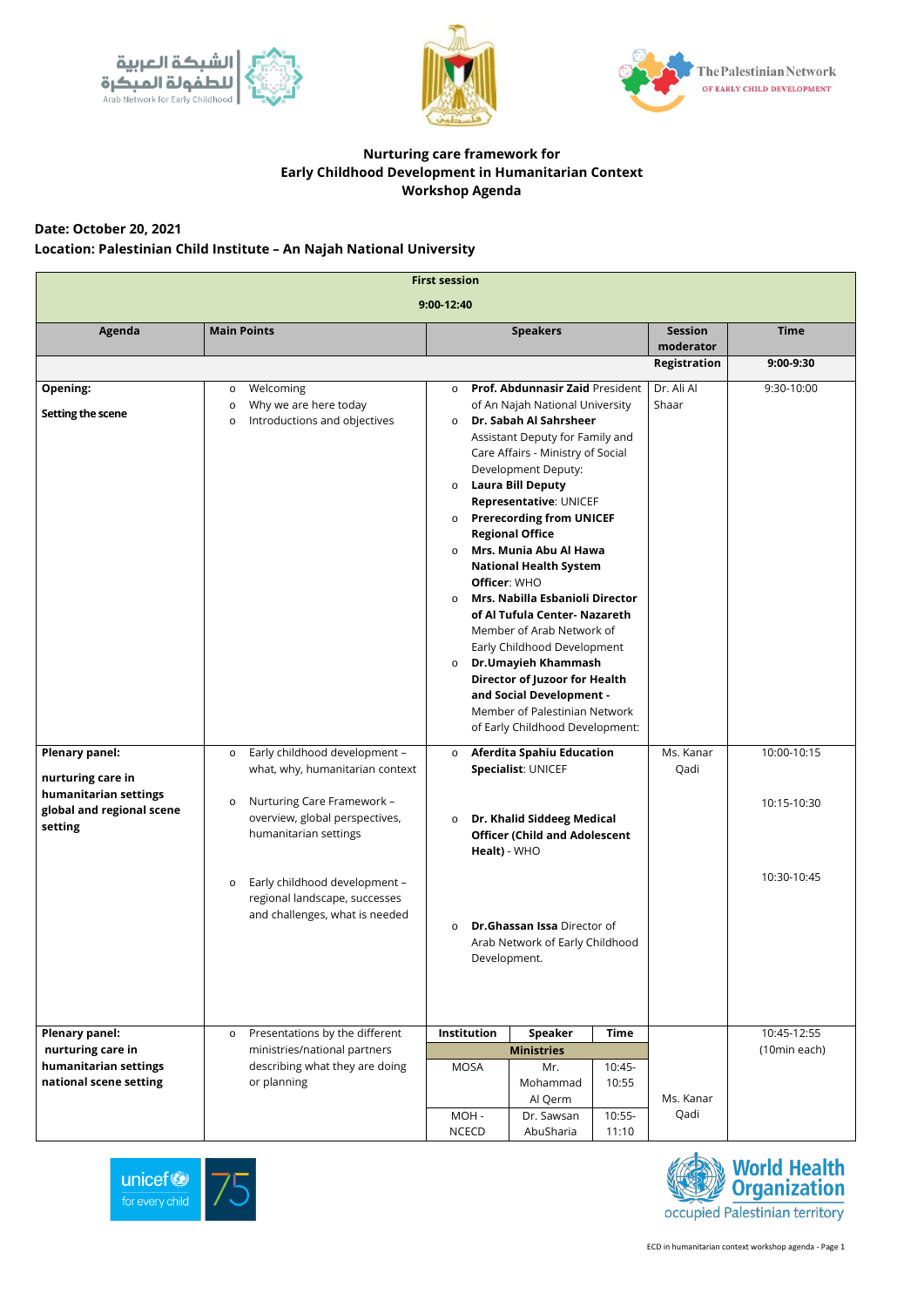**Nurturing care framework for Early Childhood Development in Humanitarian Context Workshop Agenda**

**Date: October 20, 2021**

**Location: Palestinian Child Institute – An Najah National University**

| **First session 9:00-12:40** | | | | |
|---|---|---|---|---|
| **Agenda** | **Main Points** | **Speakers** | **Session moderator** | **Time** |
| | | | **Registration** | **9:00-9:30** |
| **Opening:** **Setting the scene** | o Welcoming<br>o Why we are here today<br>o Introductions and objectives | o **Prof. Abdunnasir Zaid** President of An Najah National University<br>o **Dr. Sabah Al Sahrsheer** Assistant Deputy for Family and Care Affairs - Ministry of Social Development Deputy:<br>o **Laura Bill Deputy Representative**: UNICEF<br>o **Prerecording from UNICEF Regional Office**<br>o **Mrs. Munia Abu Al Hawa National Health System Officer**: WHO<br>o **Mrs. Nabilla Esbanioli Director of Al Tufula Center- Nazareth** Member of Arab Network of Early Childhood Development<br>o **Dr.Umayieh Khammash Director of Juzoor for Health and Social Development -** Member of Palestinian Network of Early Childhood Development: | Dr. Ali Al Shaar | 9:30-10:00 |
| **Plenary panel:** **nurturing care in humanitarian settings global and regional scene setting** | o Early childhood development – what, why, humanitarian context<br>o Nurturing Care Framework – overview, global perspectives, humanitarian settings<br>o Early childhood development – regional landscape, successes and challenges, what is needed | o **Afferdita Spahiu Education Specialist**: UNICEF<br>o **Dr. Khalid Siddeeg Medical Officer (Child and Adolescent Healt)** - WHO<br>o **Dr.Ghassan Issa** Director of Arab Network of Early Childhood Development. | Ms. Kanar Qadi | 10:00-10:15<br>10:15-10:30<br>10:30-10:45 |
| **Plenary panel:** **nurturing care in humanitarian settings national scene setting** | o Presentations by the different ministries/national partners describing what they are doing or planning | **Institution** / **Speaker** / **Time**<br>**Ministries**<br>MOSA / Mr. Mohammad Al Qerm / 10:45-10:55<br>MOH - NCECD / Dr. Sawsan AbuSharia / 10:55-11:10 | Ms. Kanar Qadi | 10:45-12:55 (10min each) |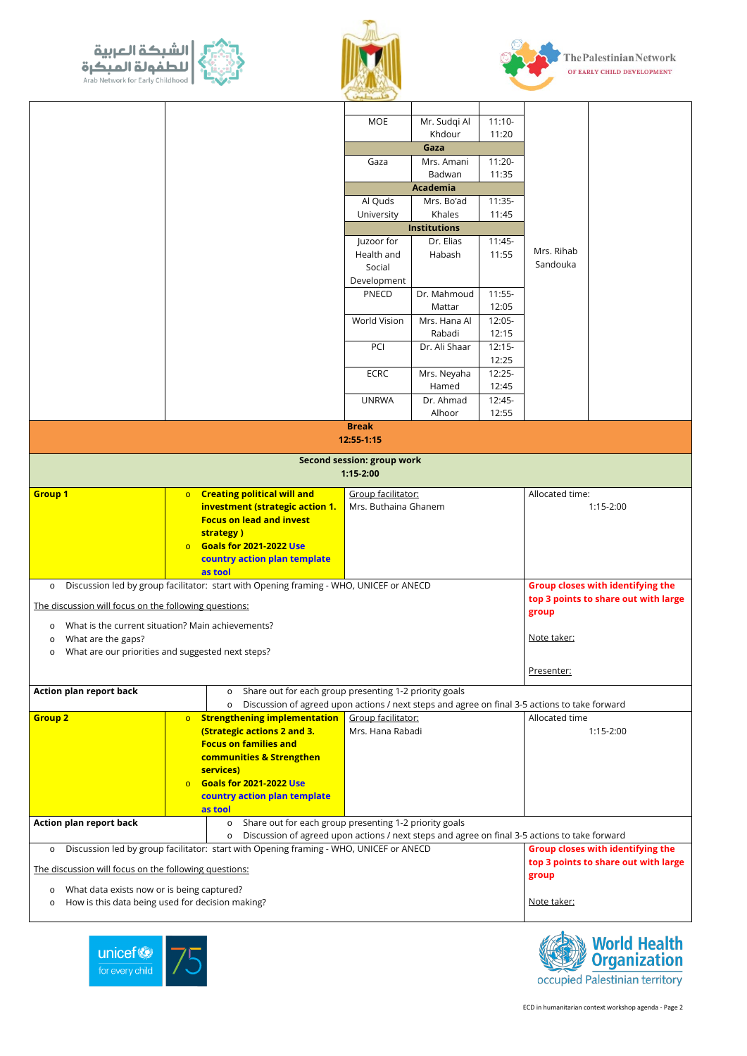| | | Organization | Speaker | Time | Moderator | |
|---|---|---|---|---|---|---|
| | | MOE | Mr. Sudqi Al Khdour | 11:10-11:20 | Mrs. Rihab Sandouka | |
| | | **Gaza** | | | | |
| | | Gaza | Mrs. Amani Badwan | 11:20-11:35 | | |
| | | **Academia** | | | | |
| | | Al Quds University | Mrs. Bo'ad Khales | 11:35-11:45 | | |
| | | **Institutions** | | | | |
| | | Juzoor for Health and Social Development | Dr. Elias Habash | 11:45-11:55 | | |
| | | PNECD | Dr. Mahmoud Mattar | 11:55-12:05 | | |
| | | World Vision | Mrs. Hana Al Rabadi | 12:05-12:15 | | |
| | | PCI | Dr. Ali Shaar | 12:15-12:25 | | |
| | | ECRC | Mrs. Neyaha Hamed | 12:25-12:45 | | |
| | | UNRWA | Dr. Ahmad Alhoor | 12:45-12:55 | | |

**Break**
**12:55-1:15**

**Second session: group work**
**1:15-2:00**

| | | | |
|---|---|---|---|
| **Group 1** | ○ **Creating political will and investment (strategic action 1. Focus on lead and invest strategy )**<br>○ **Goals for 2021-2022 Use country action plan template as tool** | Group facilitator:<br>Mrs. Buthaina Ghanem | Allocated time:<br>1:15-2:00 |

- Discussion led by group facilitator: start with Opening framing - WHO, UNICEF or ANECD

The discussion will focus on the following questions:

- What is the current situation? Main achievements?
- What are the gaps?
- What are our priorities and suggested next steps?

**Group closes with identifying the top 3 points to share out with large group**

Note taker:

Presenter:

**Action plan report back**
- Share out for each group presenting 1-2 priority goals
- Discussion of agreed upon actions / next steps and agree on final 3-5 actions to take forward

| | | | |
|---|---|---|---|
| **Group 2** | ○ **Strengthening implementation (Strategic actions 2 and 3. Focus on families and communities & Strengthen services)**<br>○ **Goals for 2021-2022 Use country action plan template as tool** | Group facilitator:<br>Mrs. Hana Rabadi | Allocated time<br>1:15-2:00 |

**Action plan report back**
- Share out for each group presenting 1-2 priority goals
- Discussion of agreed upon actions / next steps and agree on final 3-5 actions to take forward

- Discussion led by group facilitator: start with Opening framing - WHO, UNICEF or ANECD

The discussion will focus on the following questions:

- What data exists now or is being captured?
- How is this data being used for decision making?

**Group closes with identifying the top 3 points to share out with large group**

Note taker: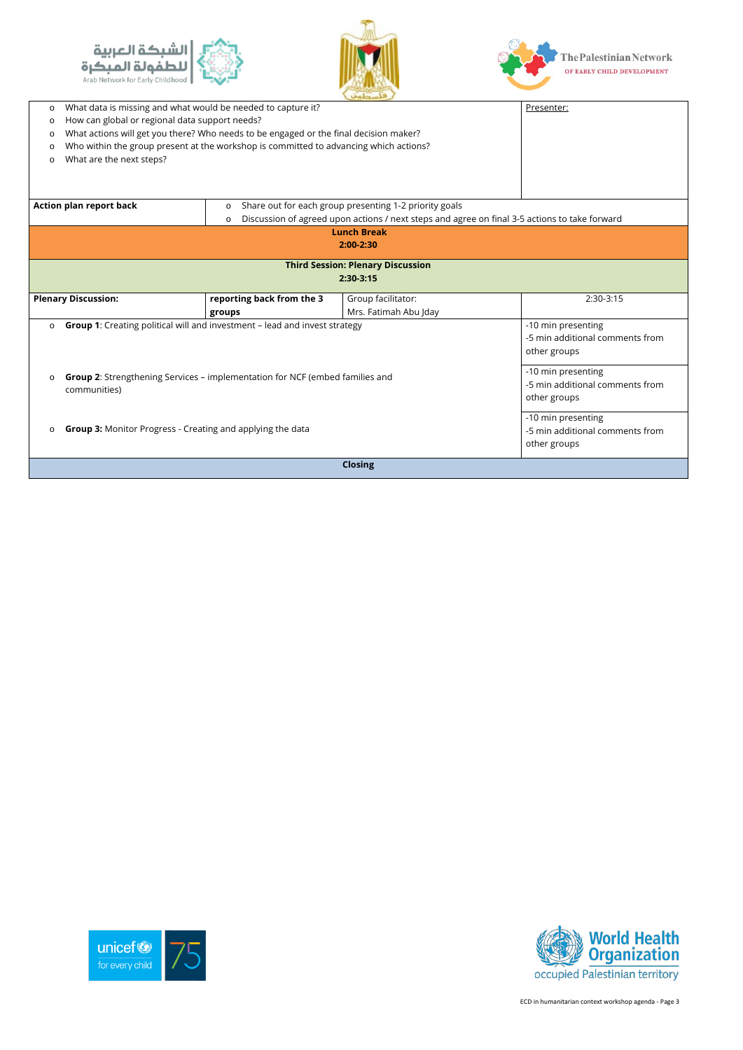| | | | |
|---|---|---|---|
| <ul><li>What data is missing and what would be needed to capture it?</li><li>How can global or regional data support needs?</li><li>What actions will get you there? Who needs to be engaged or the final decision maker?</li><li>Who within the group present at the workshop is committed to advancing which actions?</li><li>What are the next steps?</li></ul> | | | Presenter: |
| **Action plan report back** | <ul><li>Share out for each group presenting 1-2 priority goals</li><li>Discussion of agreed upon actions / next steps and agree on final 3-5 actions to take forward</li></ul> | | |
| **Lunch Break** **2:00-2:30** | | | |
| **Third Session: Plenary Discussion** **2:30-3:15** | | | |
| **Plenary Discussion:** | **reporting back from the 3 groups** | Group facilitator: Mrs. Fatimah Abu Jday | 2:30-3:15 |
| <ul><li>**Group 1**: Creating political will and investment – lead and invest strategy</li></ul> | | | -10 min presenting -5 min additional comments from other groups |
| <ul><li>**Group 2**: Strengthening Services – implementation for NCF (embed families and communities)</li></ul> | | | -10 min presenting -5 min additional comments from other groups |
| <ul><li>**Group 3:** Monitor Progress - Creating and applying the data</li></ul> | | | -10 min presenting -5 min additional comments from other groups |
| **Closing** | | | |